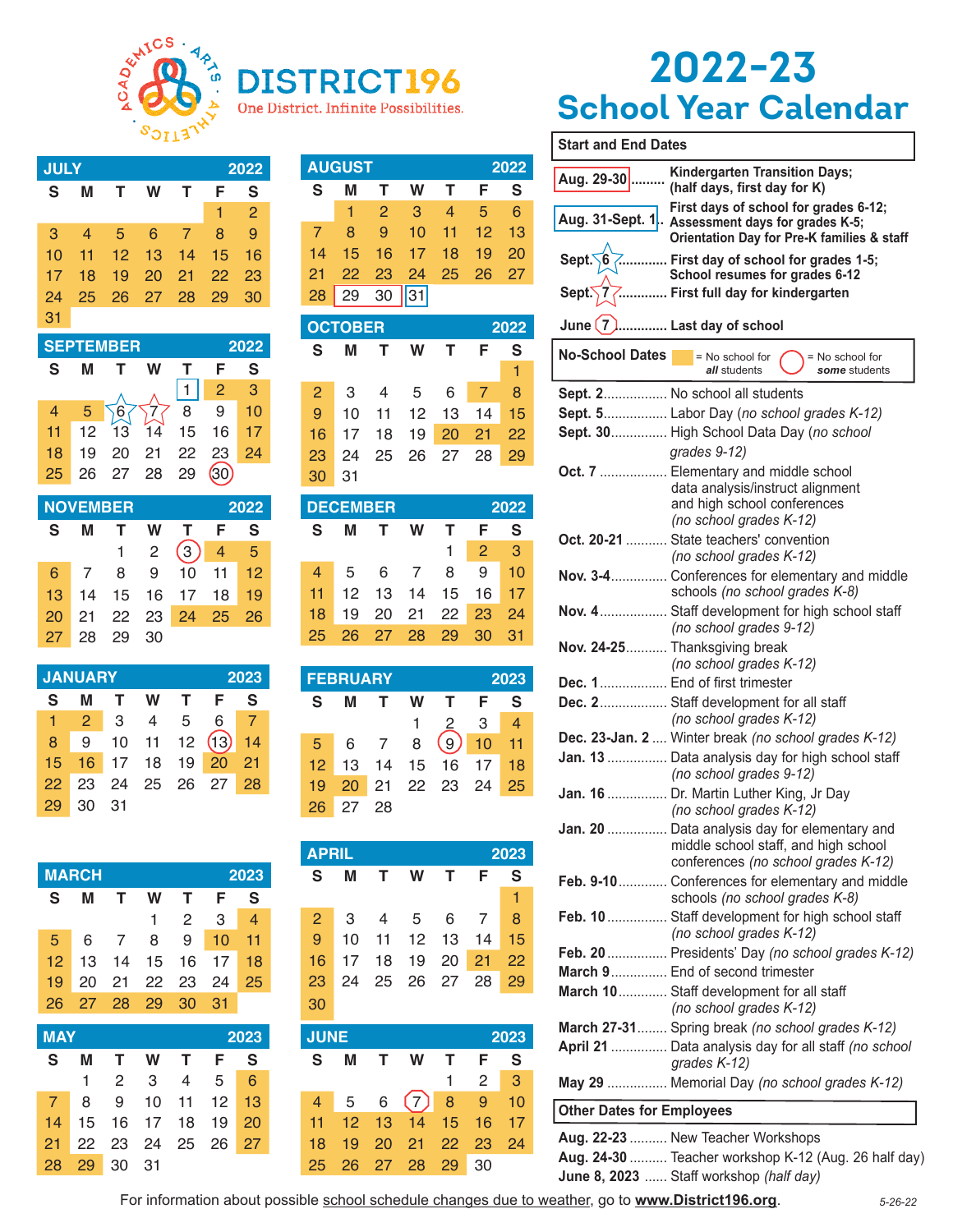# DISTRICT196

One District. Infinite Possibilities.

# 2022-23 School Year Calendar

### JULY 2022

| S | M | T | W | T | F | S |
|---|---|---|---|---|---|---|
| | | | | | 1 | 2 |
| 3 | 4 | 5 | 6 | 7 | 8 | 9 |
| 10 | 11 | 12 | 13 | 14 | 15 | 16 |
| 17 | 18 | 19 | 20 | 21 | 22 | 23 |
| 24 | 25 | 26 | 27 | 28 | 29 | 30 |
| 31 | | | | | | |

### AUGUST 2022

| S | M | T | W | T | F | S |
|---|---|---|---|---|---|---|
| | 1 | 2 | 3 | 4 | 5 | 6 |
| 7 | 8 | 9 | 10 | 11 | 12 | 13 |
| 14 | 15 | 16 | 17 | 18 | 19 | 20 |
| 21 | 22 | 23 | 24 | 25 | 26 | 27 |
| 28 | 29 | 30 | 31 | | | |

### SEPTEMBER 2022

| S | M | T | W | T | F | S |
|---|---|---|---|---|---|---|
| | | | | 1 | 2 | 3 |
| 4 | 5 | 6 | 7 | 8 | 9 | 10 |
| 11 | 12 | 13 | 14 | 15 | 16 | 17 |
| 18 | 19 | 20 | 21 | 22 | 23 | 24 |
| 25 | 26 | 27 | 28 | 29 | 30 | |

### OCTOBER 2022

| S | M | T | W | T | F | S |
|---|---|---|---|---|---|---|
| | | | | | | 1 |
| 2 | 3 | 4 | 5 | 6 | 7 | 8 |
| 9 | 10 | 11 | 12 | 13 | 14 | 15 |
| 16 | 17 | 18 | 19 | 20 | 21 | 22 |
| 23 | 24 | 25 | 26 | 27 | 28 | 29 |
| 30 | 31 | | | | | |

### NOVEMBER 2022

| S | M | T | W | T | F | S |
|---|---|---|---|---|---|---|
| | | 1 | 2 | 3 | 4 | 5 |
| 6 | 7 | 8 | 9 | 10 | 11 | 12 |
| 13 | 14 | 15 | 16 | 17 | 18 | 19 |
| 20 | 21 | 22 | 23 | 24 | 25 | 26 |
| 27 | 28 | 29 | 30 | | | |

### DECEMBER 2022

| S | M | T | W | T | F | S |
|---|---|---|---|---|---|---|
| | | | | 1 | 2 | 3 |
| 4 | 5 | 6 | 7 | 8 | 9 | 10 |
| 11 | 12 | 13 | 14 | 15 | 16 | 17 |
| 18 | 19 | 20 | 21 | 22 | 23 | 24 |
| 25 | 26 | 27 | 28 | 29 | 30 | 31 |

### JANUARY 2023

| S | M | T | W | T | F | S |
|---|---|---|---|---|---|---|
| 1 | 2 | 3 | 4 | 5 | 6 | 7 |
| 8 | 9 | 10 | 11 | 12 | 13 | 14 |
| 15 | 16 | 17 | 18 | 19 | 20 | 21 |
| 22 | 23 | 24 | 25 | 26 | 27 | 28 |
| 29 | 30 | 31 | | | | |

### FEBRUARY 2023

| S | M | T | W | T | F | S |
|---|---|---|---|---|---|---|
| | | | 1 | 2 | 3 | 4 |
| 5 | 6 | 7 | 8 | 9 | 10 | 11 |
| 12 | 13 | 14 | 15 | 16 | 17 | 18 |
| 19 | 20 | 21 | 22 | 23 | 24 | 25 |
| 26 | 27 | 28 | | | | |

### MARCH 2023

| S | M | T | W | T | F | S |
|---|---|---|---|---|---|---|
| | | | 1 | 2 | 3 | 4 |
| 5 | 6 | 7 | 8 | 9 | 10 | 11 |
| 12 | 13 | 14 | 15 | 16 | 17 | 18 |
| 19 | 20 | 21 | 22 | 23 | 24 | 25 |
| 26 | 27 | 28 | 29 | 30 | 31 | |

### APRIL 2023

| S | M | T | W | T | F | S |
|---|---|---|---|---|---|---|
| | | | | | | 1 |
| 2 | 3 | 4 | 5 | 6 | 7 | 8 |
| 9 | 10 | 11 | 12 | 13 | 14 | 15 |
| 16 | 17 | 18 | 19 | 20 | 21 | 22 |
| 23 | 24 | 25 | 26 | 27 | 28 | 29 |
| 30 | | | | | | |

### MAY 2023

| S | M | T | W | T | F | S |
|---|---|---|---|---|---|---|
| | 1 | 2 | 3 | 4 | 5 | 6 |
| 7 | 8 | 9 | 10 | 11 | 12 | 13 |
| 14 | 15 | 16 | 17 | 18 | 19 | 20 |
| 21 | 22 | 23 | 24 | 25 | 26 | 27 |
| 28 | 29 | 30 | 31 | | | |

### JUNE 2023

| S | M | T | W | T | F | S |
|---|---|---|---|---|---|---|
| | | | | 1 | 2 | 3 |
| 4 | 5 | 6 | 7 | 8 | 9 | 10 |
| 11 | 12 | 13 | 14 | 15 | 16 | 17 |
| 18 | 19 | 20 | 21 | 22 | 23 | 24 |
| 25 | 26 | 27 | 28 | 29 | 30 | |

## Start and End Dates

- **Aug. 29-30** ......... Kindergarten Transition Days; (half days, first day for K)
- **Aug. 31-Sept. 1** .. First days of school for grades 6-12; Assessment days for grades K-5; Orientation Day for Pre-K families & staff
- **Sept. 6** ............ First day of school for grades 1-5; School resumes for grades 6-12
- **Sept. 7** ............ First full day for kindergarten
- **June 7** ............ Last day of school

## No-School Dates

(Shaded = No school for *all* students; Circled = No school for *some* students)

- **Sept. 2** ................. No school all students
- **Sept. 5** ................. Labor Day (*no school grades K-12*)
- **Sept. 30** ............... High School Data Day (*no school grades 9-12*)
- **Oct. 7** .................. Elementary and middle school data analysis/instruct alignment and high school conferences (*no school grades K-12*)
- **Oct. 20-21** ........... State teachers' convention (*no school grades K-12*)
- **Nov. 3-4** ............... Conferences for elementary and middle schools (*no school grades K-8*)
- **Nov. 4** .................. Staff development for high school staff (*no school grades 9-12*)
- **Nov. 24-25** ........... Thanksgiving break (*no school grades K-12*)
- **Dec. 1** .................. End of first trimester
- **Dec. 2** .................. Staff development for all staff (*no school grades K-12*)
- **Dec. 23-Jan. 2** .... Winter break (*no school grades K-12*)
- **Jan. 13** ................ Data analysis day for high school staff (*no school grades 9-12*)
- **Jan. 16** ................ Dr. Martin Luther King, Jr Day (*no school grades K-12*)
- **Jan. 20** ................ Data analysis day for elementary and middle school staff, and high school conferences (*no school grades K-12*)
- **Feb. 9-10** ............. Conferences for elementary and middle schools (*no school grades K-8*)
- **Feb. 10** ................ Staff development for high school staff (*no school grades K-12*)
- **Feb. 20** ................ Presidents' Day (*no school grades K-12*)
- **March 9** ............... End of second trimester
- **March 10** ............. Staff development for all staff (*no school grades K-12*)
- **March 27-31** ........ Spring break (*no school grades K-12*)
- **April 21** ............... Data analysis day for all staff (*no school grades K-12*)
- **May 29** ................ Memorial Day (*no school grades K-12*)

## Other Dates for Employees

- **Aug. 22-23** .......... New Teacher Workshops
- **Aug. 24-30** .......... Teacher workshop K-12 (Aug. 26 half day)
- **June 8, 2023** ...... Staff workshop (*half day*)

For information about possible school schedule changes due to weather, go to **www.District196.org**.

5-26-22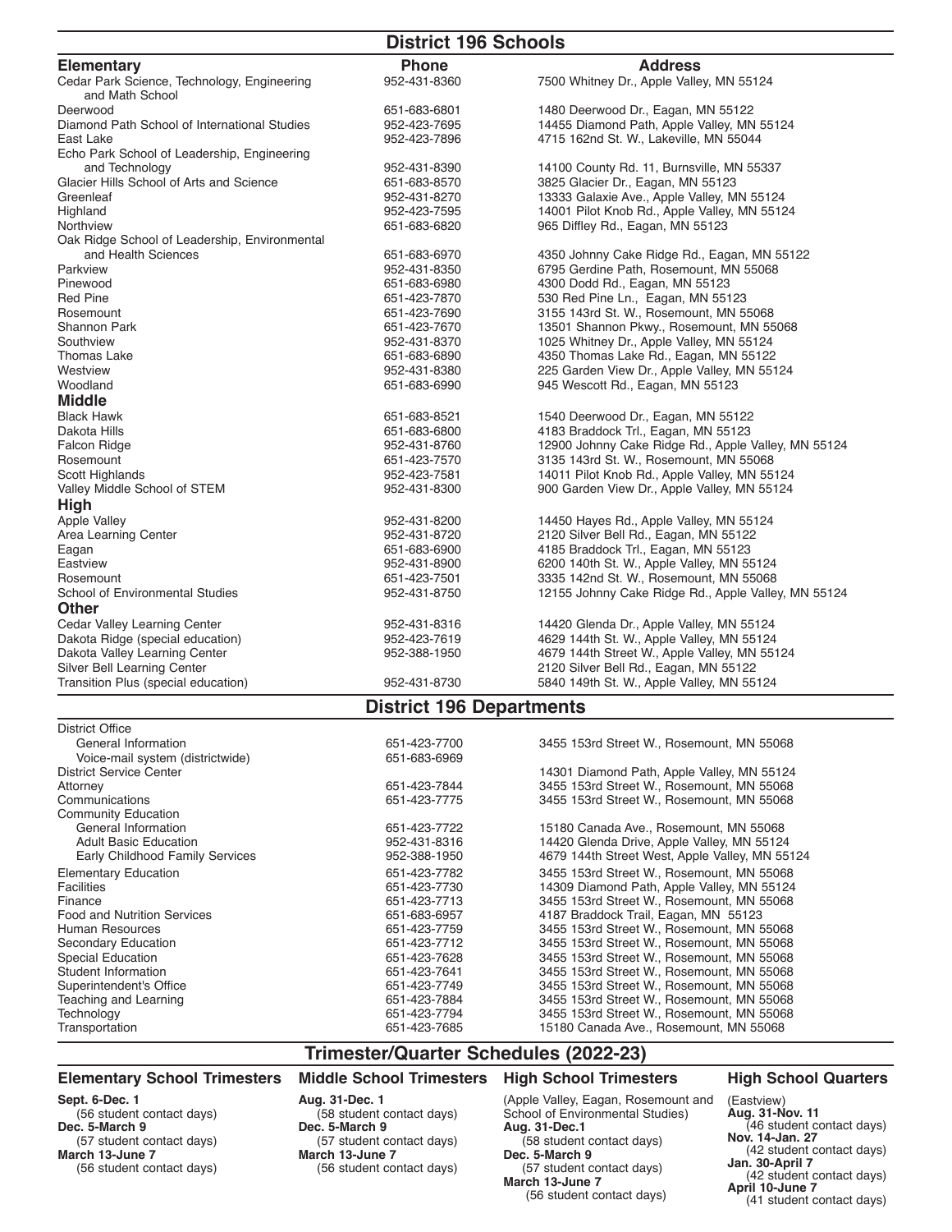## District 196 Schools

| Elementary | Phone | Address |
|---|---|---|
| Cedar Park Science, Technology, Engineering and Math School | 952-431-8360 | 7500 Whitney Dr., Apple Valley, MN 55124 |
| Deerwood | 651-683-6801 | 1480 Deerwood Dr., Eagan, MN 55122 |
| Diamond Path School of International Studies | 952-423-7695 | 14455 Diamond Path, Apple Valley, MN 55124 |
| East Lake | 952-423-7896 | 4715 162nd St. W., Lakeville, MN 55044 |
| Echo Park School of Leadership, Engineering and Technology | 952-431-8390 | 14100 County Rd. 11, Burnsville, MN 55337 |
| Glacier Hills School of Arts and Science | 651-683-8570 | 3825 Glacier Dr., Eagan, MN 55123 |
| Greenleaf | 952-431-8270 | 13333 Galaxie Ave., Apple Valley, MN 55124 |
| Highland | 952-423-7595 | 14001 Pilot Knob Rd., Apple Valley, MN 55124 |
| Northview | 651-683-6820 | 965 Diffley Rd., Eagan, MN 55123 |
| Oak Ridge School of Leadership, Environmental and Health Sciences | 651-683-6970 | 4350 Johnny Cake Ridge Rd., Eagan, MN 55122 |
| Parkview | 952-431-8350 | 6795 Gerdine Path, Rosemount, MN 55068 |
| Pinewood | 651-683-6980 | 4300 Dodd Rd., Eagan, MN 55123 |
| Red Pine | 651-423-7870 | 530 Red Pine Ln., Eagan, MN 55123 |
| Rosemount | 651-423-7690 | 3155 143rd St. W., Rosemount, MN 55068 |
| Shannon Park | 651-423-7670 | 13501 Shannon Pkwy., Rosemount, MN 55068 |
| Southview | 952-431-8370 | 1025 Whitney Dr., Apple Valley, MN 55124 |
| Thomas Lake | 651-683-6890 | 4350 Thomas Lake Rd., Eagan, MN 55122 |
| Westview | 952-431-8380 | 225 Garden View Dr., Apple Valley, MN 55124 |
| Woodland | 651-683-6990 | 945 Wescott Rd., Eagan, MN 55123 |
| **Middle** | | |
| Black Hawk | 651-683-8521 | 1540 Deerwood Dr., Eagan, MN 55122 |
| Dakota Hills | 651-683-6800 | 4183 Braddock Trl., Eagan, MN 55123 |
| Falcon Ridge | 952-431-8760 | 12900 Johnny Cake Ridge Rd., Apple Valley, MN 55124 |
| Rosemount | 651-423-7570 | 3135 143rd St. W., Rosemount, MN 55068 |
| Scott Highlands | 952-423-7581 | 14011 Pilot Knob Rd., Apple Valley, MN 55124 |
| Valley Middle School of STEM | 952-431-8300 | 900 Garden View Dr., Apple Valley, MN 55124 |
| **High** | | |
| Apple Valley | 952-431-8200 | 14450 Hayes Rd., Apple Valley, MN 55124 |
| Area Learning Center | 952-431-8720 | 2120 Silver Bell Rd., Eagan, MN 55122 |
| Eagan | 651-683-6900 | 4185 Braddock Trl., Eagan, MN 55123 |
| Eastview | 952-431-8900 | 6200 140th St. W., Apple Valley, MN 55124 |
| Rosemount | 651-423-7501 | 3335 142nd St. W., Rosemount, MN 55068 |
| School of Environmental Studies | 952-431-8750 | 12155 Johnny Cake Ridge Rd., Apple Valley, MN 55124 |
| **Other** | | |
| Cedar Valley Learning Center | 952-431-8316 | 14420 Glenda Dr., Apple Valley, MN 55124 |
| Dakota Ridge (special education) | 952-423-7619 | 4629 144th St. W., Apple Valley, MN 55124 |
| Dakota Valley Learning Center | 952-388-1950 | 4679 144th Street W., Apple Valley, MN 55124 |
| Silver Bell Learning Center | | 2120 Silver Bell Rd., Eagan, MN 55122 |
| Transition Plus (special education) | 952-431-8730 | 5840 149th St. W., Apple Valley, MN 55124 |

## District 196 Departments

| | | |
|---|---|---|
| District Office | | |
| General Information | 651-423-7700 | 3455 153rd Street W., Rosemount, MN 55068 |
| Voice-mail system (districtwide) | 651-683-6969 | |
| District Service Center | | 14301 Diamond Path, Apple Valley, MN 55124 |
| Attorney | 651-423-7844 | 3455 153rd Street W., Rosemount, MN 55068 |
| Communications | 651-423-7775 | 3455 153rd Street W., Rosemount, MN 55068 |
| Community Education | | |
| General Information | 651-423-7722 | 15180 Canada Ave., Rosemount, MN 55068 |
| Adult Basic Education | 952-431-8316 | 14420 Glenda Drive, Apple Valley, MN 55124 |
| Early Childhood Family Services | 952-388-1950 | 4679 144th Street West, Apple Valley, MN 55124 |
| Elementary Education | 651-423-7782 | 3455 153rd Street W., Rosemount, MN 55068 |
| Facilities | 651-423-7730 | 14309 Diamond Path, Apple Valley, MN 55124 |
| Finance | 651-423-7713 | 3455 153rd Street W., Rosemount, MN 55068 |
| Food and Nutrition Services | 651-683-6957 | 4187 Braddock Trail, Eagan, MN 55123 |
| Human Resources | 651-423-7759 | 3455 153rd Street W., Rosemount, MN 55068 |
| Secondary Education | 651-423-7712 | 3455 153rd Street W., Rosemount, MN 55068 |
| Special Education | 651-423-7628 | 3455 153rd Street W., Rosemount, MN 55068 |
| Student Information | 651-423-7641 | 3455 153rd Street W., Rosemount, MN 55068 |
| Superintendent's Office | 651-423-7749 | 3455 153rd Street W., Rosemount, MN 55068 |
| Teaching and Learning | 651-423-7884 | 3455 153rd Street W., Rosemount, MN 55068 |
| Technology | 651-423-7794 | 3455 153rd Street W., Rosemount, MN 55068 |
| Transportation | 651-423-7685 | 15180 Canada Ave., Rosemount, MN 55068 |

## Trimester/Quarter Schedules (2022-23)

### Elementary School Trimesters

**Sept. 6-Dec. 1**
(56 student contact days)
**Dec. 5-March 9**
(57 student contact days)
**March 13-June 7**
(56 student contact days)

### Middle School Trimesters

**Aug. 31-Dec. 1**
(58 student contact days)
**Dec. 5-March 9**
(57 student contact days)
**March 13-June 7**
(56 student contact days)

### High School Trimesters

(Apple Valley, Eagan, Rosemount and School of Environmental Studies)
**Aug. 31-Dec.1**
(58 student contact days)
**Dec. 5-March 9**
(57 student contact days)
**March 13-June 7**
(56 student contact days)

### High School Quarters

(Eastview)
**Aug. 31-Nov. 11**
(46 student contact days)
**Nov. 14-Jan. 27**
(42 student contact days)
**Jan. 30-April 7**
(42 student contact days)
**April 10-June 7**
(41 student contact days)